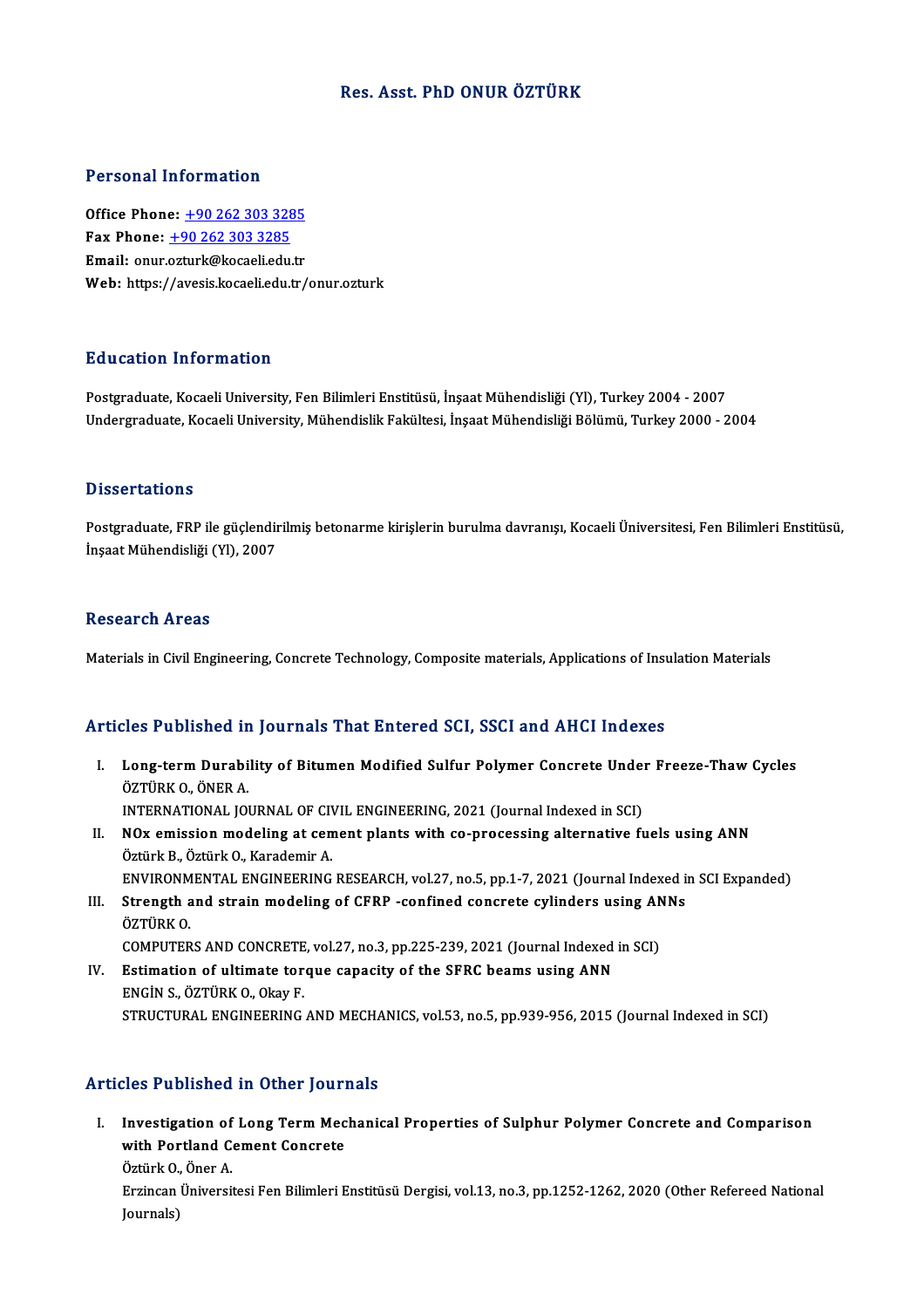# Res. Asst. PhD ONUR ÖZTÜRK

## Personal Information

**Office Phone:** +90 262 303 3285
**Fax Phone:** +90 262 303 3285
**Email:** onur.ozturk@kocaeli.edu.tr
**Web:** https://avesis.kocaeli.edu.tr/onur.ozturk

## Education Information

Postgraduate, Kocaeli University, Fen Bilimleri Enstitüsü, İnşaat Mühendisliği (Yl), Turkey 2004 - 2007
Undergraduate, Kocaeli University, Mühendislik Fakültesi, İnşaat Mühendisliği Bölümü, Turkey 2000 - 2004

## Dissertations

Postgraduate, FRP ile güçlendirilmiş betonarme kirişlerin burulma davranışı, Kocaeli Üniversitesi, Fen Bilimleri Enstitüsü, İnşaat Mühendisliği (Yl), 2007

## Research Areas

Materials in Civil Engineering, Concrete Technology, Composite materials, Applications of Insulation Materials

## Articles Published in Journals That Entered SCI, SSCI and AHCI Indexes

I. **Long-term Durability of Bitumen Modified Sulfur Polymer Concrete Under Freeze-Thaw Cycles**
   ÖZTÜRK O., ÖNER A.
   INTERNATIONAL JOURNAL OF CIVIL ENGINEERING, 2021 (Journal Indexed in SCI)
II. **NOx emission modeling at cement plants with co-processing alternative fuels using ANN**
   Öztürk B., Öztürk O., Karademir A.
   ENVIRONMENTAL ENGINEERING RESEARCH, vol.27, no.5, pp.1-7, 2021 (Journal Indexed in SCI Expanded)
III. **Strength and strain modeling of CFRP -confined concrete cylinders using ANNs**
   ÖZTÜRK O.
   COMPUTERS AND CONCRETE, vol.27, no.3, pp.225-239, 2021 (Journal Indexed in SCI)
IV. **Estimation of ultimate torque capacity of the SFRC beams using ANN**
   ENGİN S., ÖZTÜRK O., Okay F.
   STRUCTURAL ENGINEERING AND MECHANICS, vol.53, no.5, pp.939-956, 2015 (Journal Indexed in SCI)

## Articles Published in Other Journals

I. **Investigation of Long Term Mechanical Properties of Sulphur Polymer Concrete and Comparison with Portland Cement Concrete**
   Öztürk O., Öner A.
   Erzincan Üniversitesi Fen Bilimleri Enstitüsü Dergisi, vol.13, no.3, pp.1252-1262, 2020 (Other Refereed National Journals)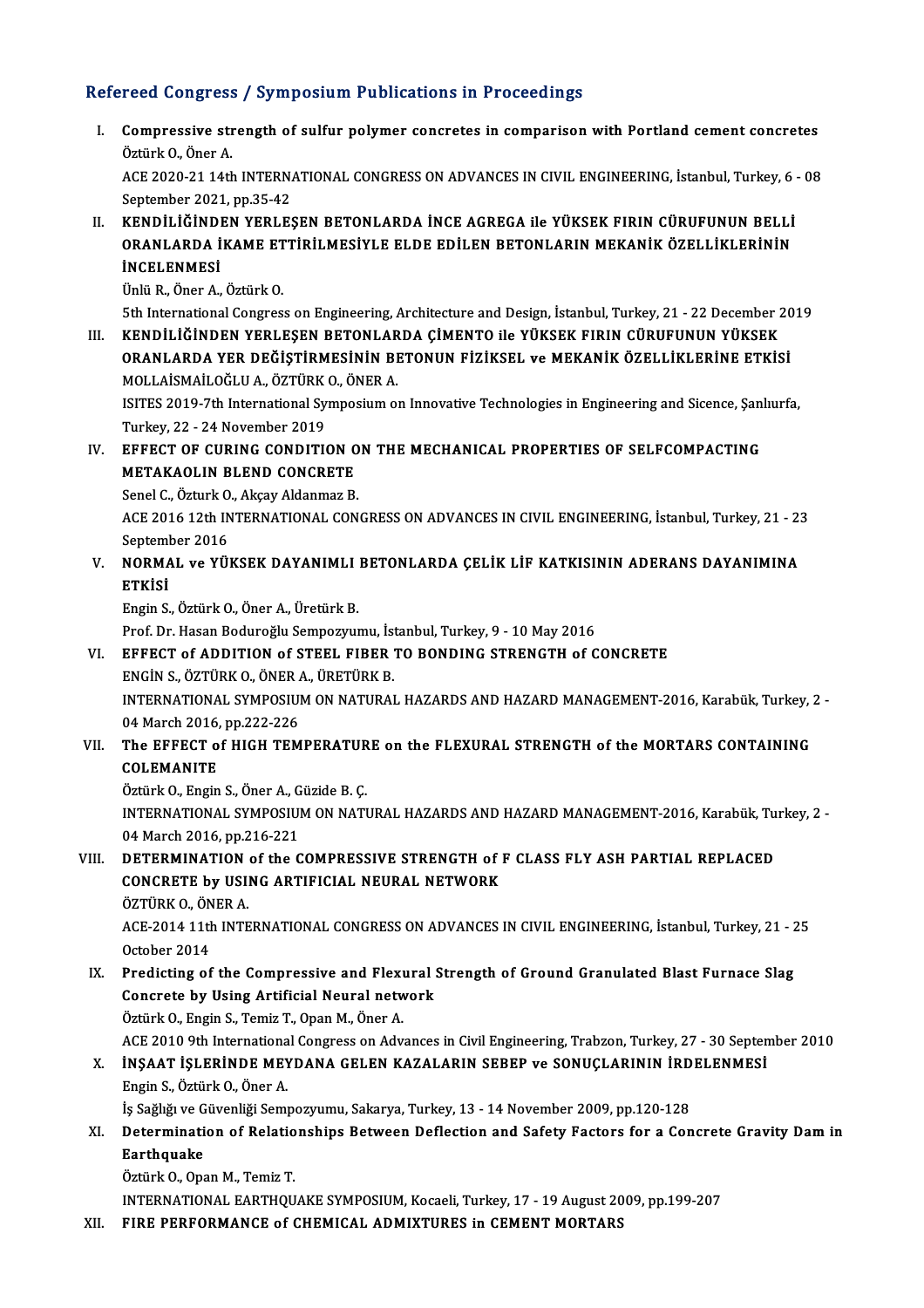## Refereed Congress / Symposium Publications in Proceedings

I. **Compressive strength of sulfur polymer concretes in comparison with Portland cement concretes**
   Öztürk O., Öner A.
   ACE 2020-21 14th INTERNATIONAL CONGRESS ON ADVANCES IN CIVIL ENGINEERING, İstanbul, Turkey, 6 - 08 September 2021, pp.35-42

II. **KENDİLİĞİNDEN YERLEŞEN BETONLARDA İNCE AGREGA ile YÜKSEK FIRIN CÜRUFUNUN BELLİ ORANLARDA İKAME ETTİRİLMESİYLE ELDE EDİLEN BETONLARIN MEKANİK ÖZELLİKLERİNİN İNCELENMESİ**
   Ünlü R., Öner A., Öztürk O.
   5th International Congress on Engineering, Architecture and Design, İstanbul, Turkey, 21 - 22 December 2019

III. **KENDİLİĞİNDEN YERLEŞEN BETONLARDA ÇİMENTO ile YÜKSEK FIRIN CÜRUFUNUN YÜKSEK ORANLARDA YER DEĞİŞTİRMESİNİN BETONUN FİZİKSEL ve MEKANİK ÖZELLİKLERİNE ETKİSİ**
   MOLLAİSMAİLOĞLU A., ÖZTÜRK O., ÖNER A.
   ISITES 2019-7th International Symposium on Innovative Technologies in Engineering and Sicence, Şanlıurfa, Turkey, 22 - 24 November 2019

IV. **EFFECT OF CURING CONDITION ON THE MECHANICAL PROPERTIES OF SELFCOMPACTING METAKAOLIN BLEND CONCRETE**
   Senel C., Özturk O., Akçay Aldanmaz B.
   ACE 2016 12th INTERNATIONAL CONGRESS ON ADVANCES IN CIVIL ENGINEERING, İstanbul, Turkey, 21 - 23 September 2016

V. **NORMAL ve YÜKSEK DAYANIMLI BETONLARDA ÇELİK LİF KATKISININ ADERANS DAYANIMINA ETKİSİ**
   Engin S., Öztürk O., Öner A., Üretürk B.
   Prof. Dr. Hasan Boduroğlu Sempozyumu, İstanbul, Turkey, 9 - 10 May 2016

VI. **EFFECT of ADDITION of STEEL FIBER TO BONDING STRENGTH of CONCRETE**
   ENGİN S., ÖZTÜRK O., ÖNER A., ÜRETÜRK B.
   INTERNATIONAL SYMPOSIUM ON NATURAL HAZARDS AND HAZARD MANAGEMENT-2016, Karabük, Turkey, 2 - 04 March 2016, pp.222-226

VII. **The EFFECT of HIGH TEMPERATURE on the FLEXURAL STRENGTH of the MORTARS CONTAINING COLEMANITE**
   Öztürk O., Engin S., Öner A., Güzide B. Ç.
   INTERNATIONAL SYMPOSIUM ON NATURAL HAZARDS AND HAZARD MANAGEMENT-2016, Karabük, Turkey, 2 - 04 March 2016, pp.216-221

VIII. **DETERMINATION of the COMPRESSIVE STRENGTH of F CLASS FLY ASH PARTIAL REPLACED CONCRETE by USING ARTIFICIAL NEURAL NETWORK**
   ÖZTÜRK O., ÖNER A.
   ACE-2014 11th INTERNATIONAL CONGRESS ON ADVANCES IN CIVIL ENGINEERING, İstanbul, Turkey, 21 - 25 October 2014

IX. **Predicting of the Compressive and Flexural Strength of Ground Granulated Blast Furnace Slag Concrete by Using Artificial Neural network**
   Öztürk O., Engin S., Temiz T., Opan M., Öner A.
   ACE 2010 9th International Congress on Advances in Civil Engineering, Trabzon, Turkey, 27 - 30 September 2010

X. **İNŞAAT İŞLERİNDE MEYDANA GELEN KAZALARIN SEBEP ve SONUÇLARININ İRDELENMESİ**
   Engin S., Öztürk O., Öner A.
   İş Sağlığı ve Güvenliği Sempozyumu, Sakarya, Turkey, 13 - 14 November 2009, pp.120-128

XI. **Determination of Relationships Between Deflection and Safety Factors for a Concrete Gravity Dam in Earthquake**
   Öztürk O., Opan M., Temiz T.
   INTERNATIONAL EARTHQUAKE SYMPOSIUM, Kocaeli, Turkey, 17 - 19 August 2009, pp.199-207

XII. **FIRE PERFORMANCE of CHEMICAL ADMIXTURES in CEMENT MORTARS**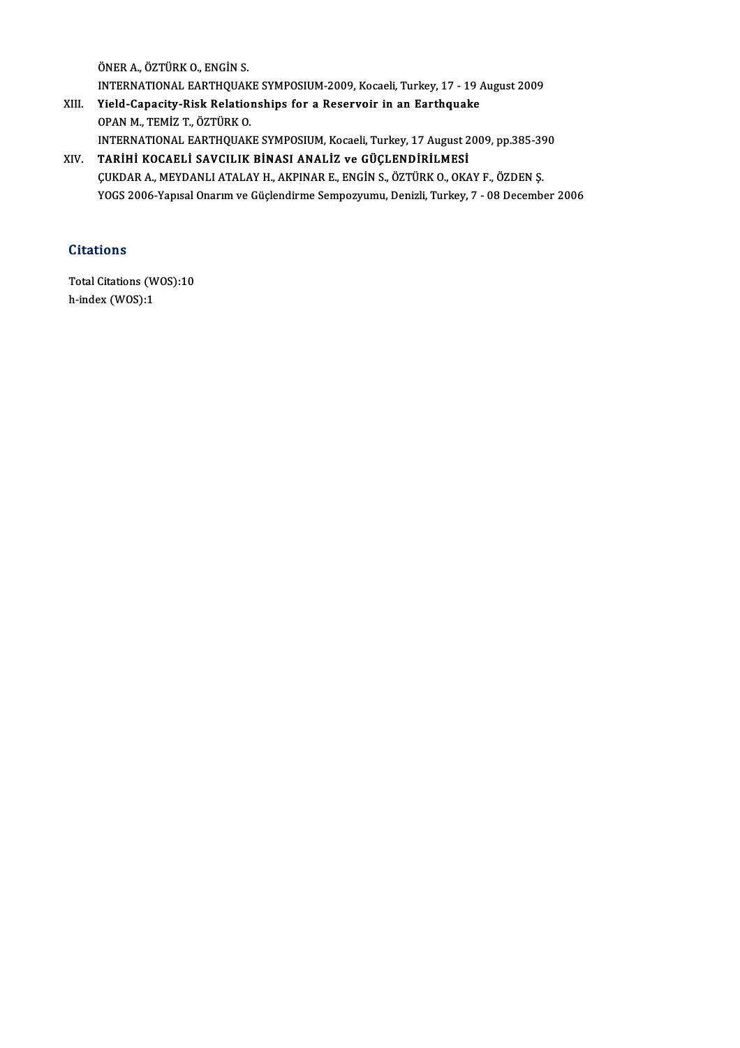ÖNER A., ÖZTÜRK O., ENGİN S.
INTERNATIONAL EARTHQUAKE SYMPOSIUM-2009, Kocaeli, Turkey, 17 - 19 August 2009

XIII. **Yield-Capacity-Risk Relationships for a Reservoir in an Earthquake**
OPAN M., TEMİZ T., ÖZTÜRK O.
INTERNATIONAL EARTHQUAKE SYMPOSIUM, Kocaeli, Turkey, 17 August 2009, pp.385-390

XIV. **TARİHİ KOCAELİ SAVCILIK BİNASI ANALİZ ve GÜÇLENDİRİLMESİ**
ÇUKDAR A., MEYDANLI ATALAY H., AKPINAR E., ENGİN S., ÖZTÜRK O., OKAY F., ÖZDEN Ş.
YOGS 2006-Yapısal Onarım ve Güçlendirme Sempozyumu, Denizli, Turkey, 7 - 08 December 2006

## Citations

Total Citations (WOS):10
h-index (WOS):1